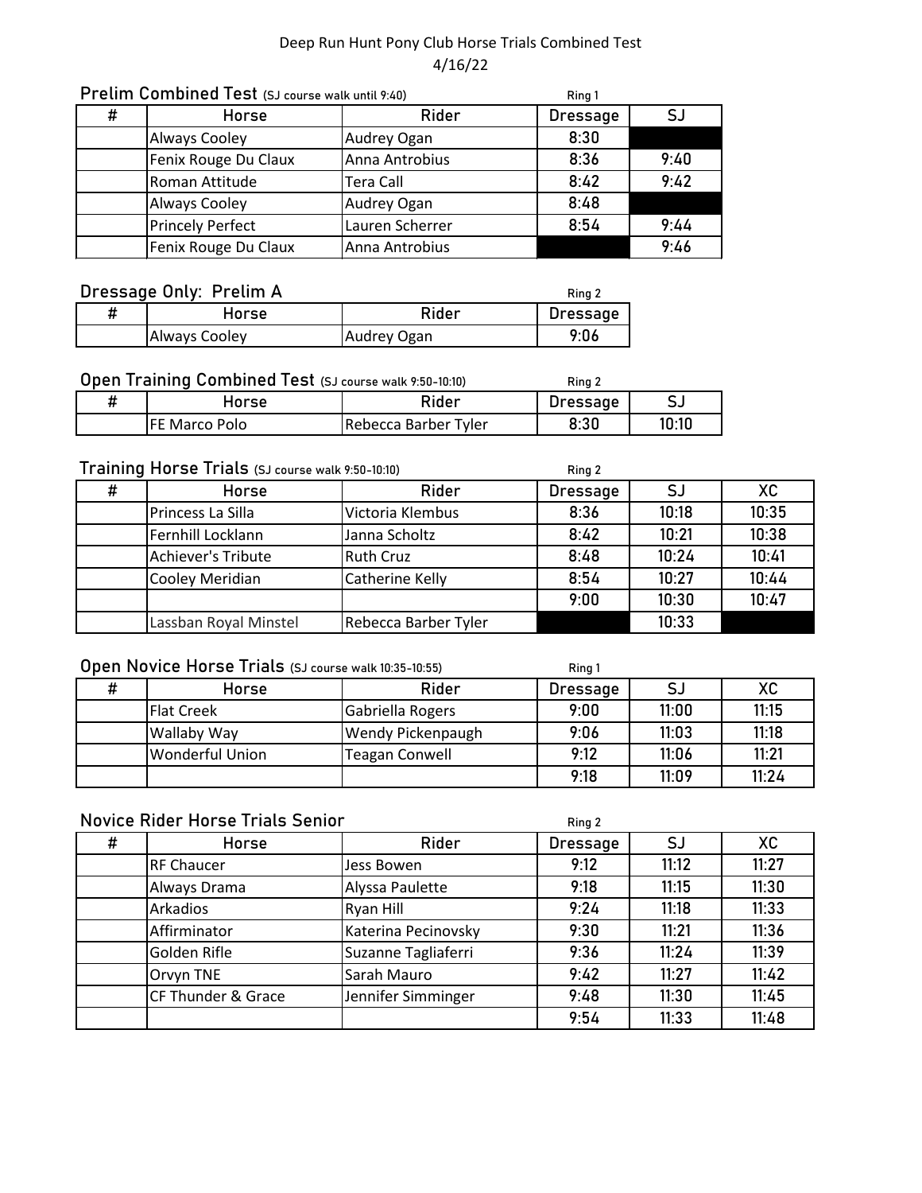Deep Run Hunt Pony Club Horse Trials Combined Test

4/16/22

## Prelim Combined Test (SJ course walk until 9:40)

Ring 1

| # | Horse | Rider | Dressage | SJ |
|---|---|---|---|---|
| | Always Cooley | Audrey Ogan | 8:30 | |
| | Fenix Rouge Du Claux | Anna Antrobius | 8:36 | 9:40 |
| | Roman Attitude | Tera Call | 8:42 | 9:42 |
| | Always Cooley | Audrey Ogan | 8:48 | |
| | Princely Perfect | Lauren Scherrer | 8:54 | 9:44 |
| | Fenix Rouge Du Claux | Anna Antrobius | | 9:46 |

## Dressage Only: Prelim A

Ring 2

| # | Horse | Rider | Dressage |
|---|---|---|---|
| | Always Cooley | Audrey Ogan | 9:06 |

## Open Training Combined Test (SJ course walk 9:50-10:10)

Ring 2

| # | Horse | Rider | Dressage | SJ |
|---|---|---|---|---|
| | FE Marco Polo | Rebecca Barber Tyler | 8:30 | 10:10 |

## Training Horse Trials (SJ course walk 9:50-10:10)

Ring 2

| # | Horse | Rider | Dressage | SJ | XC |
|---|---|---|---|---|---|
| | Princess La Silla | Victoria Klembus | 8:36 | 10:18 | 10:35 |
| | Fernhill Locklann | Janna Scholtz | 8:42 | 10:21 | 10:38 |
| | Achiever's Tribute | Ruth Cruz | 8:48 | 10:24 | 10:41 |
| | Cooley Meridian | Catherine Kelly | 8:54 | 10:27 | 10:44 |
| | | | 9:00 | 10:30 | 10:47 |
| | Lassban Royal Minstel | Rebecca Barber Tyler | | 10:33 | |

## Open Novice Horse Trials (SJ course walk 10:35-10:55)

Ring 1

| # | Horse | Rider | Dressage | SJ | XC |
|---|---|---|---|---|---|
| | Flat Creek | Gabriella Rogers | 9:00 | 11:00 | 11:15 |
| | Wallaby Way | Wendy Pickenpaugh | 9:06 | 11:03 | 11:18 |
| | Wonderful Union | Teagan Conwell | 9:12 | 11:06 | 11:21 |
| | | | 9:18 | 11:09 | 11:24 |

## Novice Rider Horse Trials Senior

Ring 2

| # | Horse | Rider | Dressage | SJ | XC |
|---|---|---|---|---|---|
| | RF Chaucer | Jess Bowen | 9:12 | 11:12 | 11:27 |
| | Always Drama | Alyssa Paulette | 9:18 | 11:15 | 11:30 |
| | Arkadios | Ryan Hill | 9:24 | 11:18 | 11:33 |
| | Affirminator | Katerina Pecinovsky | 9:30 | 11:21 | 11:36 |
| | Golden Rifle | Suzanne Tagliaferri | 9:36 | 11:24 | 11:39 |
| | Orvyn TNE | Sarah Mauro | 9:42 | 11:27 | 11:42 |
| | CF Thunder & Grace | Jennifer Simminger | 9:48 | 11:30 | 11:45 |
| | | | 9:54 | 11:33 | 11:48 |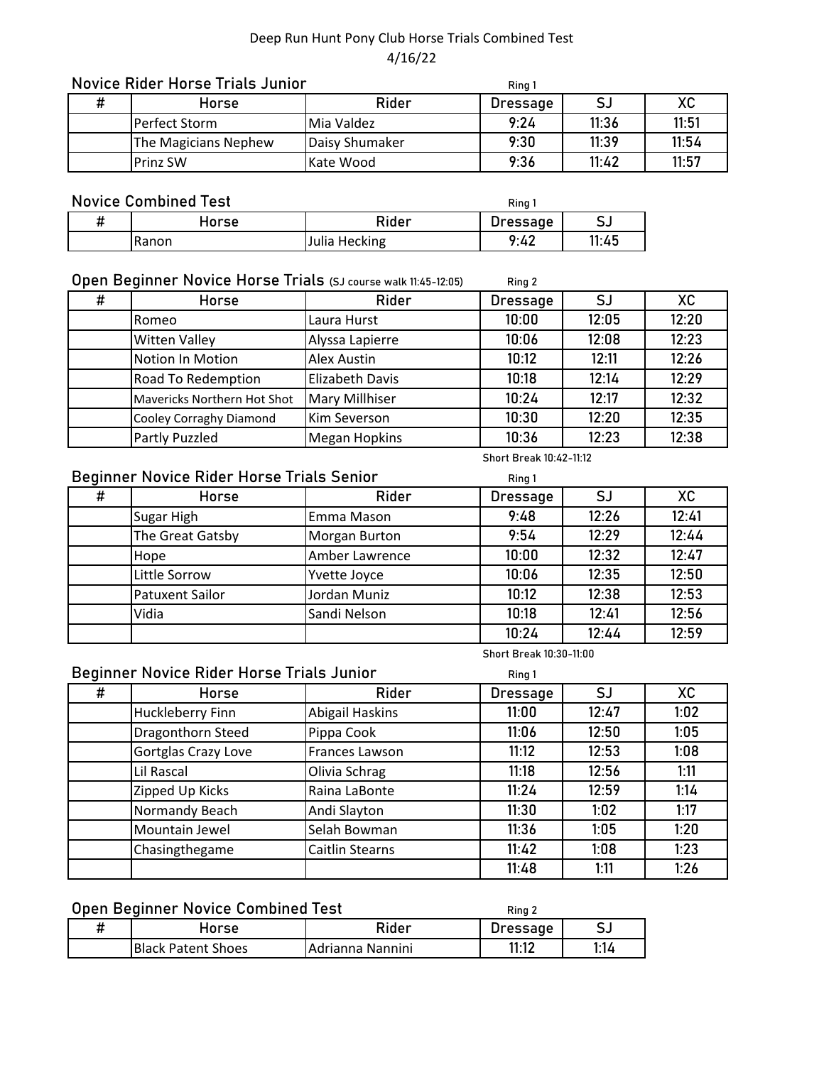Deep Run Hunt Pony Club Horse Trials Combined Test
4/16/22

### Novice Rider Horse Trials Junior

Ring 1

| # | Horse | Rider | Dressage | SJ | XC |
|---|---|---|---|---|---|
| | Perfect Storm | Mia Valdez | 9:24 | 11:36 | 11:51 |
| | The Magicians Nephew | Daisy Shumaker | 9:30 | 11:39 | 11:54 |
| | Prinz SW | Kate Wood | 9:36 | 11:42 | 11:57 |

### Novice Combined Test

Ring 1

| # | Horse | Rider | Dressage | SJ |
|---|---|---|---|---|
| | Ranon | Julia Hecking | 9:42 | 11:45 |

### Open Beginner Novice Horse Trials (SJ course walk 11:45-12:05)

Ring 2

| # | Horse | Rider | Dressage | SJ | XC |
|---|---|---|---|---|---|
| | Romeo | Laura Hurst | 10:00 | 12:05 | 12:20 |
| | Witten Valley | Alyssa Lapierre | 10:06 | 12:08 | 12:23 |
| | Notion In Motion | Alex Austin | 10:12 | 12:11 | 12:26 |
| | Road To Redemption | Elizabeth Davis | 10:18 | 12:14 | 12:29 |
| | Mavericks Northern Hot Shot | Mary Millhiser | 10:24 | 12:17 | 12:32 |
| | Cooley Corraghy Diamond | Kim Severson | 10:30 | 12:20 | 12:35 |
| | Partly Puzzled | Megan Hopkins | 10:36 | 12:23 | 12:38 |

Short Break 10:42-11:12

### Beginner Novice Rider Horse Trials Senior

Ring 1

| # | Horse | Rider | Dressage | SJ | XC |
|---|---|---|---|---|---|
| | Sugar High | Emma Mason | 9:48 | 12:26 | 12:41 |
| | The Great Gatsby | Morgan Burton | 9:54 | 12:29 | 12:44 |
| | Hope | Amber Lawrence | 10:00 | 12:32 | 12:47 |
| | Little Sorrow | Yvette Joyce | 10:06 | 12:35 | 12:50 |
| | Patuxent Sailor | Jordan Muniz | 10:12 | 12:38 | 12:53 |
| | Vidia | Sandi Nelson | 10:18 | 12:41 | 12:56 |
| | | | 10:24 | 12:44 | 12:59 |

Short Break 10:30-11:00

### Beginner Novice Rider Horse Trials Junior

Ring 1

| # | Horse | Rider | Dressage | SJ | XC |
|---|---|---|---|---|---|
| | Huckleberry Finn | Abigail Haskins | 11:00 | 12:47 | 1:02 |
| | Dragonthorn Steed | Pippa Cook | 11:06 | 12:50 | 1:05 |
| | Gortglas Crazy Love | Frances Lawson | 11:12 | 12:53 | 1:08 |
| | Lil Rascal | Olivia Schrag | 11:18 | 12:56 | 1:11 |
| | Zipped Up Kicks | Raina LaBonte | 11:24 | 12:59 | 1:14 |
| | Normandy Beach | Andi Slayton | 11:30 | 1:02 | 1:17 |
| | Mountain Jewel | Selah Bowman | 11:36 | 1:05 | 1:20 |
| | Chasingthegame | Caitlin Stearns | 11:42 | 1:08 | 1:23 |
| | | | 11:48 | 1:11 | 1:26 |

### Open Beginner Novice Combined Test

Ring 2

| # | Horse | Rider | Dressage | SJ |
|---|---|---|---|---|
| | Black Patent Shoes | Adrianna Nannini | 11:12 | 1:14 |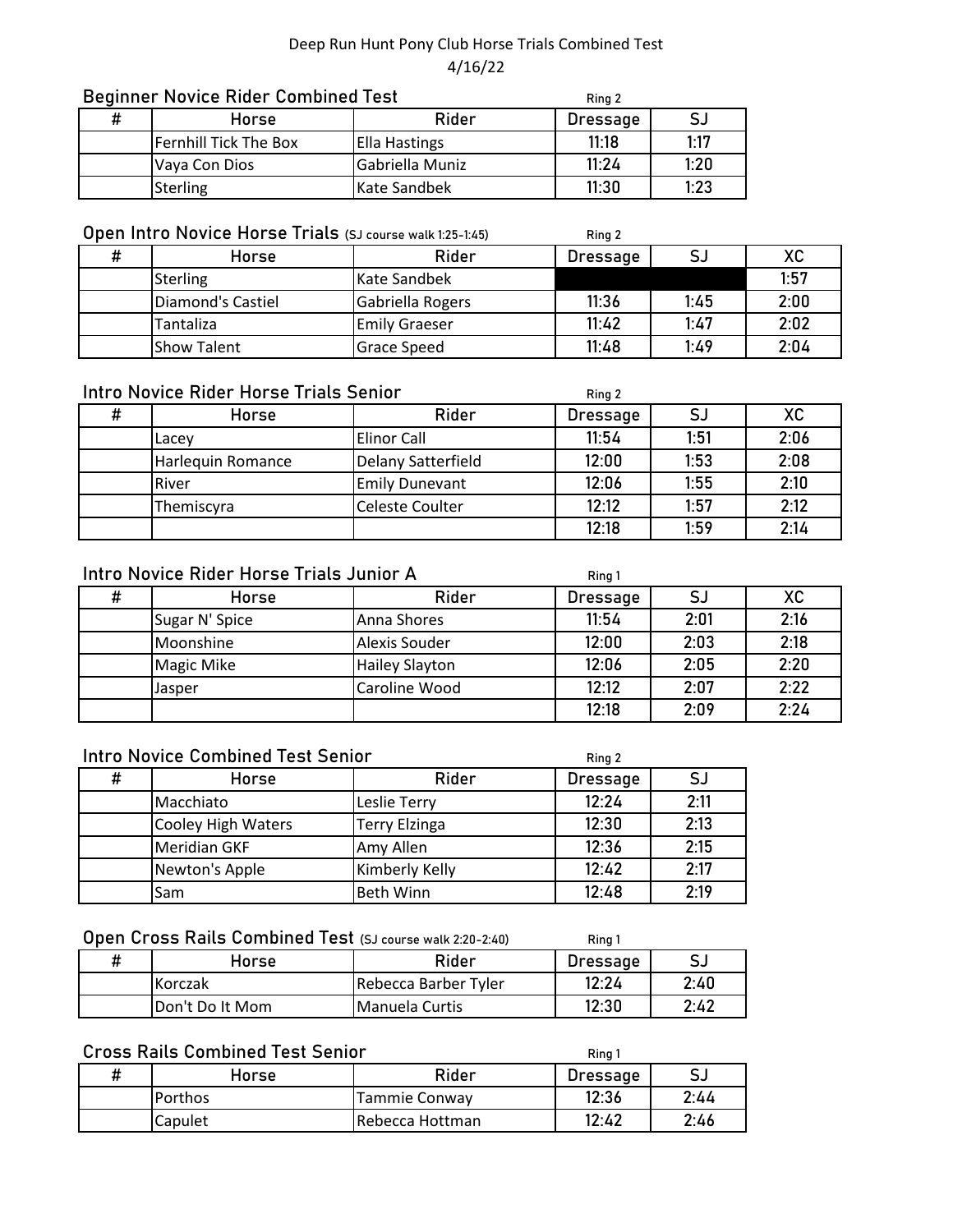Deep Run Hunt Pony Club Horse Trials Combined Test
4/16/22

### Beginner Novice Rider Combined Test

Ring 2

| # | Horse | Rider | Dressage | SJ |
|---|---|---|---|---|
| | Fernhill Tick The Box | Ella Hastings | 11:18 | 1:17 |
| | Vaya Con Dios | Gabriella Muniz | 11:24 | 1:20 |
| | Sterling | Kate Sandbek | 11:30 | 1:23 |

### Open Intro Novice Horse Trials (SJ course walk 1:25-1:45)

Ring 2

| # | Horse | Rider | Dressage | SJ | XC |
|---|---|---|---|---|---|
| | Sterling | Kate Sandbek | | | 1:57 |
| | Diamond's Castiel | Gabriella Rogers | 11:36 | 1:45 | 2:00 |
| | Tantaliza | Emily Graeser | 11:42 | 1:47 | 2:02 |
| | Show Talent | Grace Speed | 11:48 | 1:49 | 2:04 |

### Intro Novice Rider Horse Trials Senior

Ring 2

| # | Horse | Rider | Dressage | SJ | XC |
|---|---|---|---|---|---|
| | Lacey | Elinor Call | 11:54 | 1:51 | 2:06 |
| | Harlequin Romance | Delany Satterfield | 12:00 | 1:53 | 2:08 |
| | River | Emily Dunevant | 12:06 | 1:55 | 2:10 |
| | Themiscyra | Celeste Coulter | 12:12 | 1:57 | 2:12 |
| | | | 12:18 | 1:59 | 2:14 |

### Intro Novice Rider Horse Trials Junior A

Ring 1

| # | Horse | Rider | Dressage | SJ | XC |
|---|---|---|---|---|---|
| | Sugar N' Spice | Anna Shores | 11:54 | 2:01 | 2:16 |
| | Moonshine | Alexis Souder | 12:00 | 2:03 | 2:18 |
| | Magic Mike | Hailey Slayton | 12:06 | 2:05 | 2:20 |
| | Jasper | Caroline Wood | 12:12 | 2:07 | 2:22 |
| | | | 12:18 | 2:09 | 2:24 |

### Intro Novice Combined Test Senior

Ring 2

| # | Horse | Rider | Dressage | SJ |
|---|---|---|---|---|
| | Macchiato | Leslie Terry | 12:24 | 2:11 |
| | Cooley High Waters | Terry Elzinga | 12:30 | 2:13 |
| | Meridian GKF | Amy Allen | 12:36 | 2:15 |
| | Newton's Apple | Kimberly Kelly | 12:42 | 2:17 |
| | Sam | Beth Winn | 12:48 | 2:19 |

### Open Cross Rails Combined Test (SJ course walk 2:20-2:40)

Ring 1

| # | Horse | Rider | Dressage | SJ |
|---|---|---|---|---|
| | Korczak | Rebecca Barber Tyler | 12:24 | 2:40 |
| | Don't Do It Mom | Manuela Curtis | 12:30 | 2:42 |

### Cross Rails Combined Test Senior

Ring 1

| # | Horse | Rider | Dressage | SJ |
|---|---|---|---|---|
| | Porthos | Tammie Conway | 12:36 | 2:44 |
| | Capulet | Rebecca Hottman | 12:42 | 2:46 |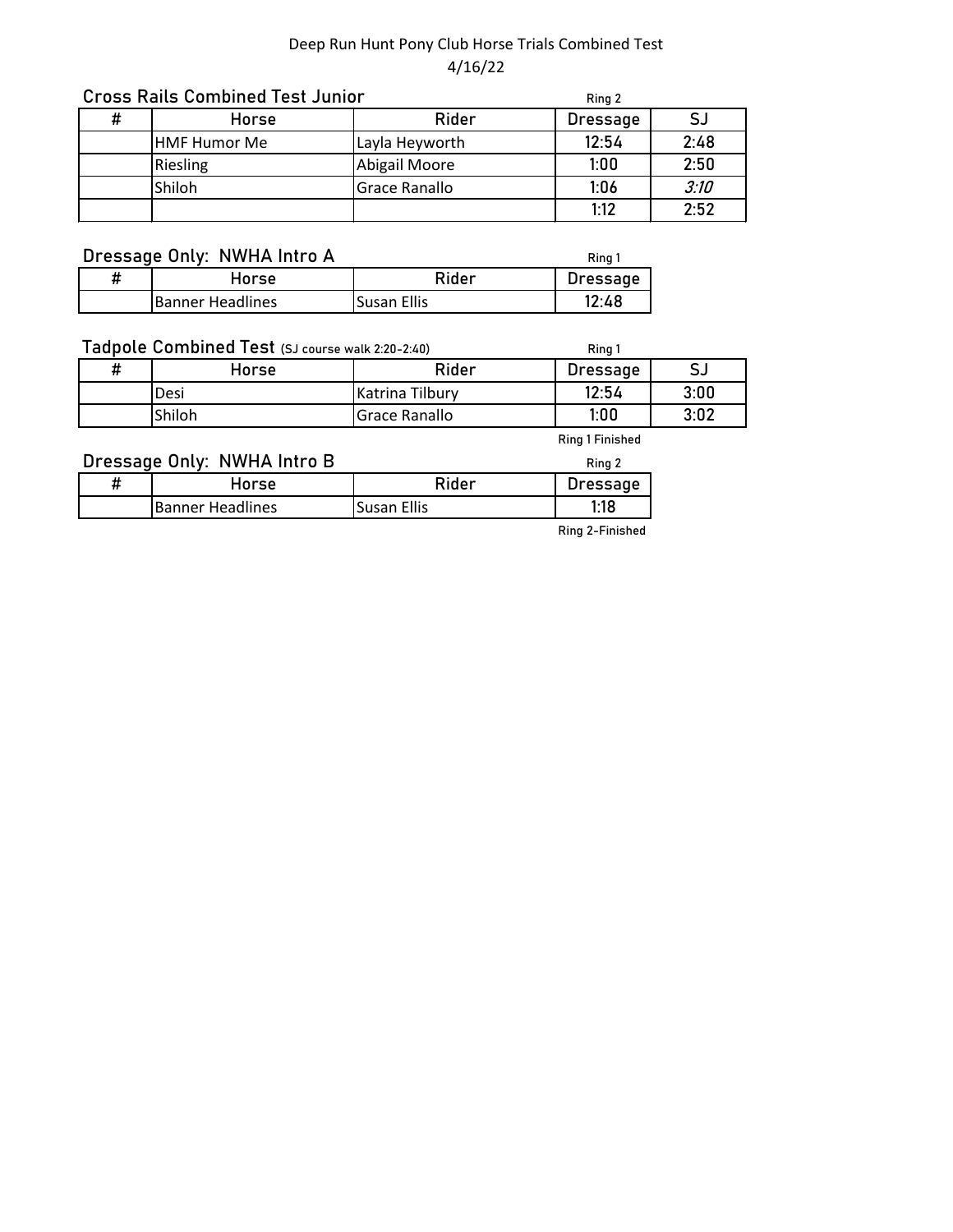Deep Run Hunt Pony Club Horse Trials Combined Test
4/16/22

### Cross Rails Combined Test Junior

Ring 2

| # | Horse | Rider | Dressage | SJ |
|---|---|---|---|---|
| | HMF Humor Me | Layla Heyworth | 12:54 | 2:48 |
| | Riesling | Abigail Moore | 1:00 | 2:50 |
| | Shiloh | Grace Ranallo | 1:06 | *3:10* |
| | | | 1:12 | 2:52 |

### Dressage Only: NWHA Intro A

Ring 1

| # | Horse | Rider | Dressage |
|---|---|---|---|
| | Banner Headlines | Susan Ellis | 12:48 |

### Tadpole Combined Test (SJ course walk 2:20-2:40)

Ring 1

| # | Horse | Rider | Dressage | SJ |
|---|---|---|---|---|
| | Desi | Katrina Tilbury | 12:54 | 3:00 |
| | Shiloh | Grace Ranallo | 1:00 | 3:02 |

Ring 1 Finished

### Dressage Only: NWHA Intro B

Ring 2

| # | Horse | Rider | Dressage |
|---|---|---|---|
| | Banner Headlines | Susan Ellis | 1:18 |

Ring 2-Finished